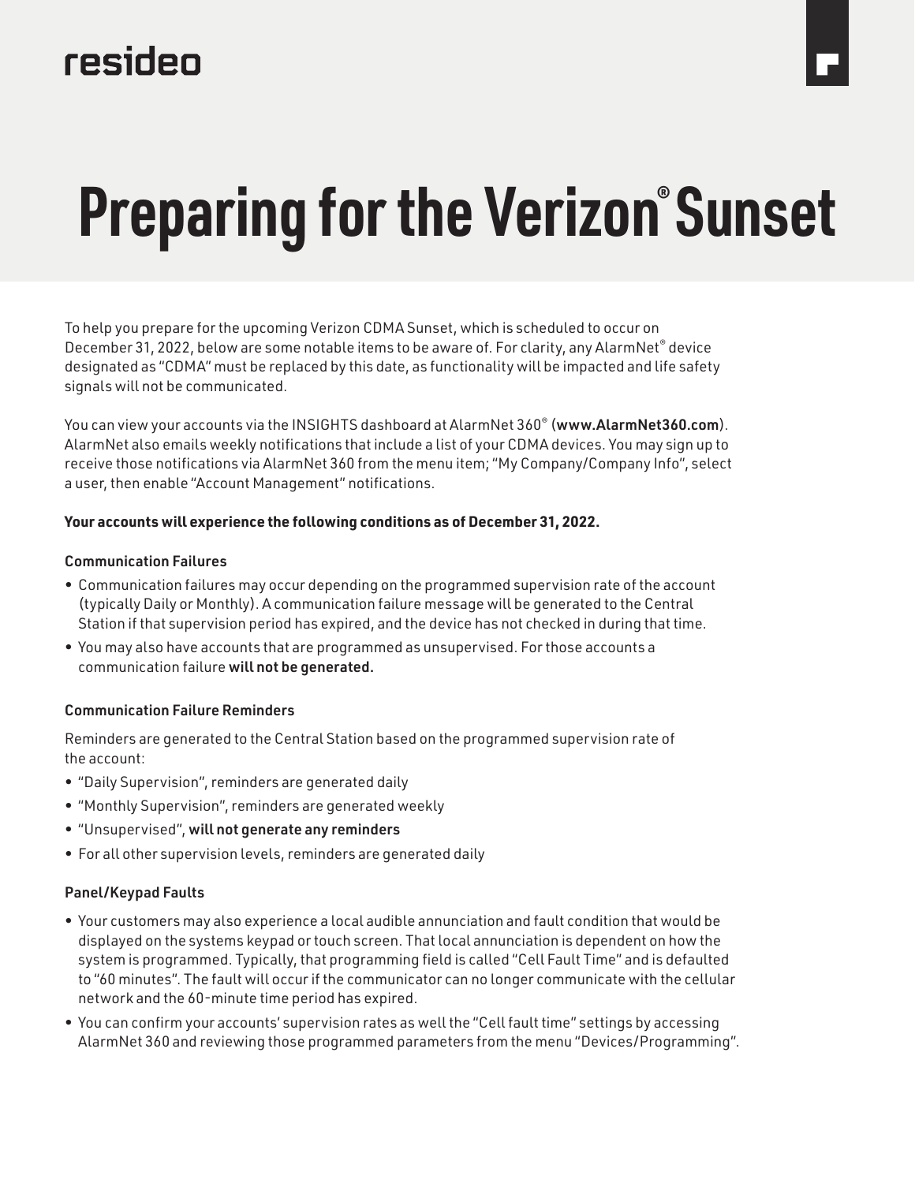resideo

# Preparing for the Verizon® Sunset

To help you prepare for the upcoming Verizon CDMA Sunset, which is scheduled to occur on December 31, 2022, below are some notable items to be aware of. For clarity, any AlarmNet® device designated as "CDMA" must be replaced by this date, as functionality will be impacted and life safety signals will not be communicated.

You can view your accounts via the INSIGHTS dashboard at AlarmNet 360® (**www.AlarmNet360.com**). AlarmNet also emails weekly notifications that include a list of your CDMA devices. You may sign up to receive those notifications via AlarmNet 360 from the menu item; "My Company/Company Info", select a user, then enable "Account Management" notifications.

**Your accounts will experience the following conditions as of December 31, 2022.**

### Communication Failures

- Communication failures may occur depending on the programmed supervision rate of the account (typically Daily or Monthly). A communication failure message will be generated to the Central Station if that supervision period has expired, and the device has not checked in during that time.
- You may also have accounts that are programmed as unsupervised. For those accounts a communication failure **will not be generated.**

### Communication Failure Reminders

Reminders are generated to the Central Station based on the programmed supervision rate of the account:

- "Daily Supervision", reminders are generated daily
- "Monthly Supervision", reminders are generated weekly
- "Unsupervised", **will not generate any reminders**
- For all other supervision levels, reminders are generated daily

### Panel/Keypad Faults

- Your customers may also experience a local audible annunciation and fault condition that would be displayed on the systems keypad or touch screen. That local annunciation is dependent on how the system is programmed. Typically, that programming field is called "Cell Fault Time" and is defaulted to "60 minutes". The fault will occur if the communicator can no longer communicate with the cellular network and the 60-minute time period has expired.
- You can confirm your accounts' supervision rates as well the "Cell fault time" settings by accessing AlarmNet 360 and reviewing those programmed parameters from the menu "Devices/Programming".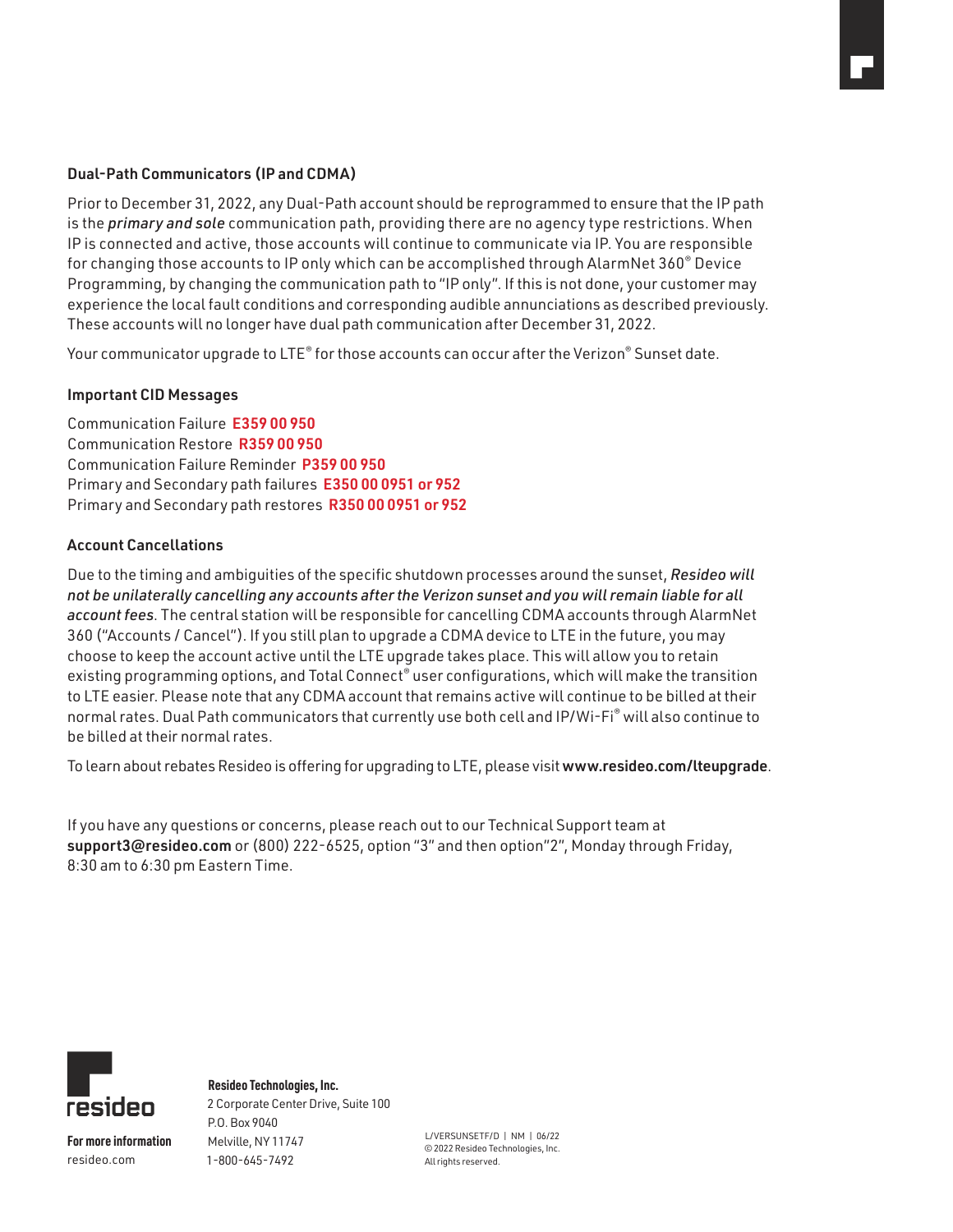### Dual-Path Communicators (IP and CDMA)

Prior to December 31, 2022, any Dual-Path account should be reprogrammed to ensure that the IP path is the *primary and sole* communication path, providing there are no agency type restrictions. When IP is connected and active, those accounts will continue to communicate via IP. You are responsible for changing those accounts to IP only which can be accomplished through AlarmNet 360® Device Programming, by changing the communication path to "IP only". If this is not done, your customer may experience the local fault conditions and corresponding audible annunciations as described previously. These accounts will no longer have dual path communication after December 31, 2022.

Your communicator upgrade to LTE® for those accounts can occur after the Verizon® Sunset date.

### Important CID Messages

Communication Failure **E359 00 950**
Communication Restore **R359 00 950**
Communication Failure Reminder **P359 00 950**
Primary and Secondary path failures **E350 00 0951 or 952**
Primary and Secondary path restores **R350 00 0951 or 952**

### Account Cancellations

Due to the timing and ambiguities of the specific shutdown processes around the sunset, *Resideo will not be unilaterally cancelling any accounts after the Verizon sunset and you will remain liable for all account fees*. The central station will be responsible for cancelling CDMA accounts through AlarmNet 360 ("Accounts / Cancel"). If you still plan to upgrade a CDMA device to LTE in the future, you may choose to keep the account active until the LTE upgrade takes place. This will allow you to retain existing programming options, and Total Connect® user configurations, which will make the transition to LTE easier. Please note that any CDMA account that remains active will continue to be billed at their normal rates. Dual Path communicators that currently use both cell and IP/Wi-Fi® will also continue to be billed at their normal rates.

To learn about rebates Resideo is offering for upgrading to LTE, please visit **www.resideo.com/lteupgrade**.

If you have any questions or concerns, please reach out to our Technical Support team at **support3@resideo.com** or (800) 222-6525, option "3" and then option"2", Monday through Friday, 8:30 am to 6:30 pm Eastern Time.

resideo

**For more information**
resideo.com

**Resideo Technologies, Inc.**
2 Corporate Center Drive, Suite 100
P.O. Box 9040
Melville, NY 11747
1-800-645-7492

L/VERSUNSETF/D | NM | 06/22
© 2022 Resideo Technologies, Inc.
All rights reserved.